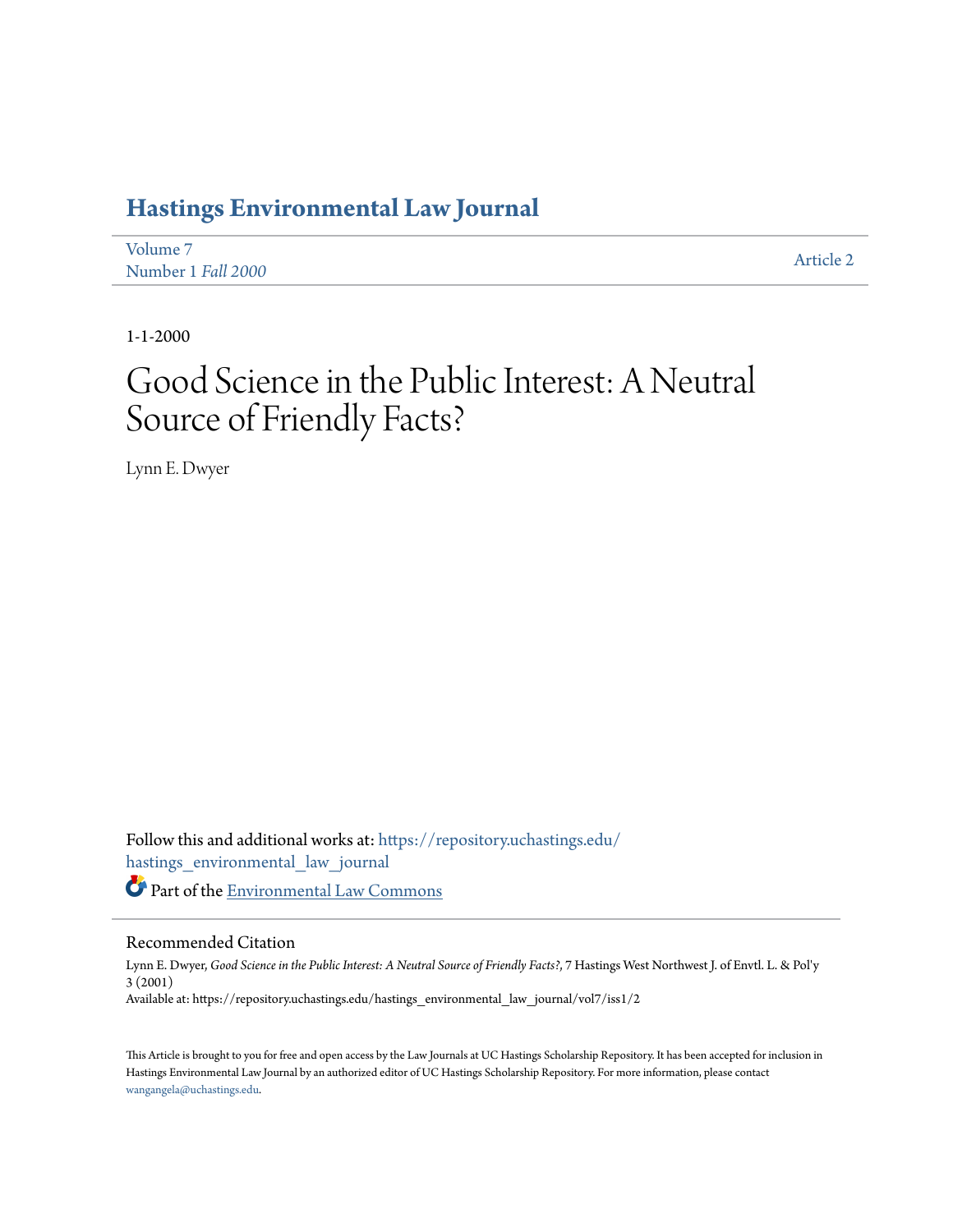# Hastings Environmental Law Journal

Volume 7
Number 1 *Fall 2000*

Article 2

1-1-2000

# Good Science in the Public Interest: A Neutral Source of Friendly Facts?

Lynn E. Dwyer

Follow this and additional works at: https://repository.uchastings.edu/hastings_environmental_law_journal

Part of the Environmental Law Commons

## Recommended Citation

Lynn E. Dwyer, *Good Science in the Public Interest: A Neutral Source of Friendly Facts?*, 7 Hastings West Northwest J. of Envtl. L. & Pol'y 3 (2001)
Available at: https://repository.uchastings.edu/hastings_environmental_law_journal/vol7/iss1/2

This Article is brought to you for free and open access by the Law Journals at UC Hastings Scholarship Repository. It has been accepted for inclusion in Hastings Environmental Law Journal by an authorized editor of UC Hastings Scholarship Repository. For more information, please contact wangangela@uchastings.edu.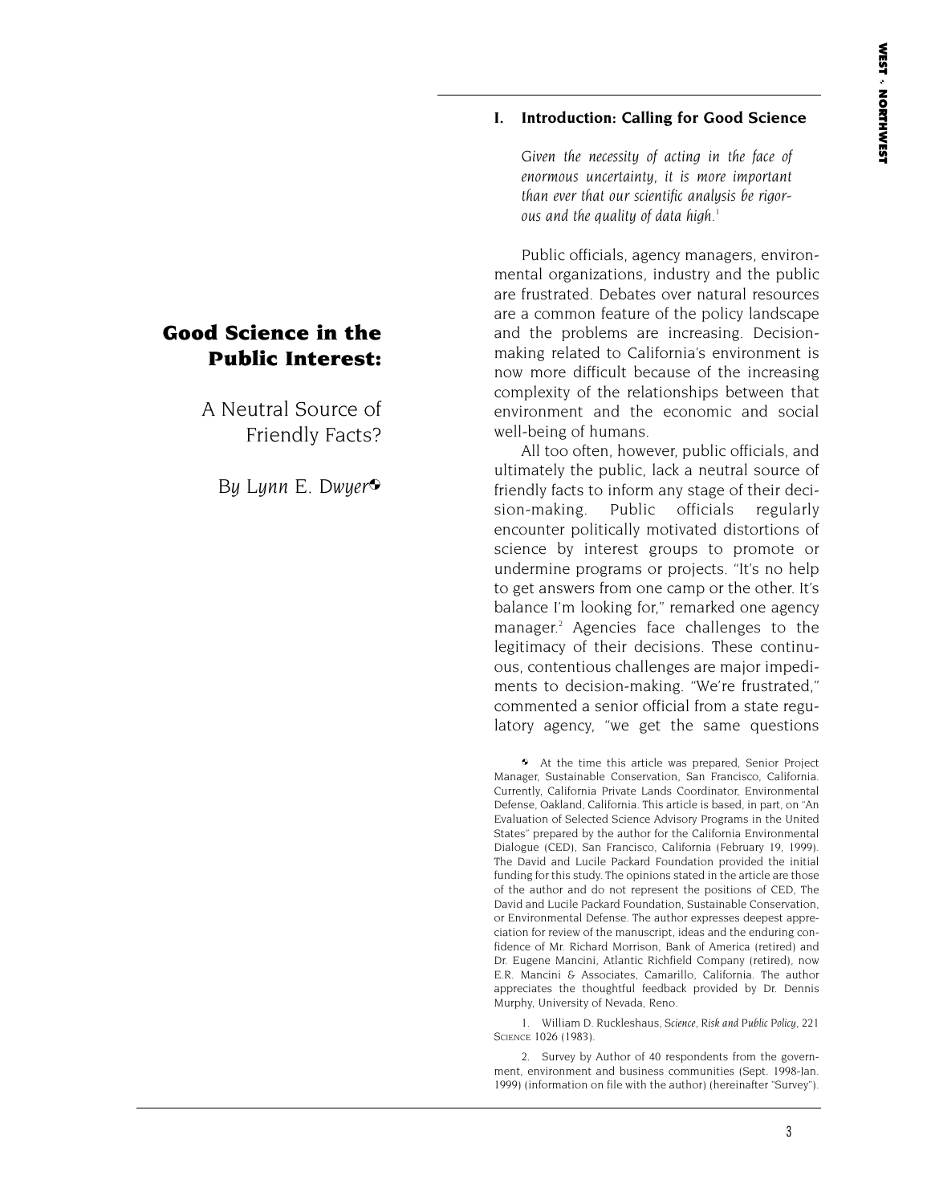# Good Science in the Public Interest:

## A Neutral Source of Friendly Facts?

*By Lynn E. Dwyer*[*]

### I. Introduction: Calling for Good Science

> *Given the necessity of acting in the face of enormous uncertainty, it is more important than ever that our scientific analysis be rigorous and the quality of data high.*[1]

Public officials, agency managers, environmental organizations, industry and the public are frustrated. Debates over natural resources are a common feature of the policy landscape and the problems are increasing. Decision-making related to California's environment is now more difficult because of the increasing complexity of the relationships between that environment and the economic and social well-being of humans.

All too often, however, public officials, and ultimately the public, lack a neutral source of friendly facts to inform any stage of their decision-making. Public officials regularly encounter politically motivated distortions of science by interest groups to promote or undermine programs or projects. "It's no help to get answers from one camp or the other. It's balance I'm looking for," remarked one agency manager.[2] Agencies face challenges to the legitimacy of their decisions. These continuous, contentious challenges are major impediments to decision-making. "We're frustrated," commented a senior official from a state regulatory agency, "we get the same questions

---

[*] At the time this article was prepared, Senior Project Manager, Sustainable Conservation, San Francisco, California. Currently, California Private Lands Coordinator, Environmental Defense, Oakland, California. This article is based, in part, on "An Evaluation of Selected Science Advisory Programs in the United States" prepared by the author for the California Environmental Dialogue (CED), San Francisco, California (February 19, 1999). The David and Lucile Packard Foundation provided the initial funding for this study. The opinions stated in the article are those of the author and do not represent the positions of CED, The David and Lucile Packard Foundation, Sustainable Conservation, or Environmental Defense. The author expresses deepest appreciation for review of the manuscript, ideas and the enduring confidence of Mr. Richard Morrison, Bank of America (retired) and Dr. Eugene Mancini, Atlantic Richfield Company (retired), now E.R. Mancini & Associates, Camarillo, California. The author appreciates the thoughtful feedback provided by Dr. Dennis Murphy, University of Nevada, Reno.

1. William D. Ruckleshaus, *Science, Risk and Public Policy*, 221 SCIENCE 1026 (1983).

2. Survey by Author of 40 respondents from the government, environment and business communities (Sept. 1998-Jan. 1999) (information on file with the author) (hereinafter "Survey").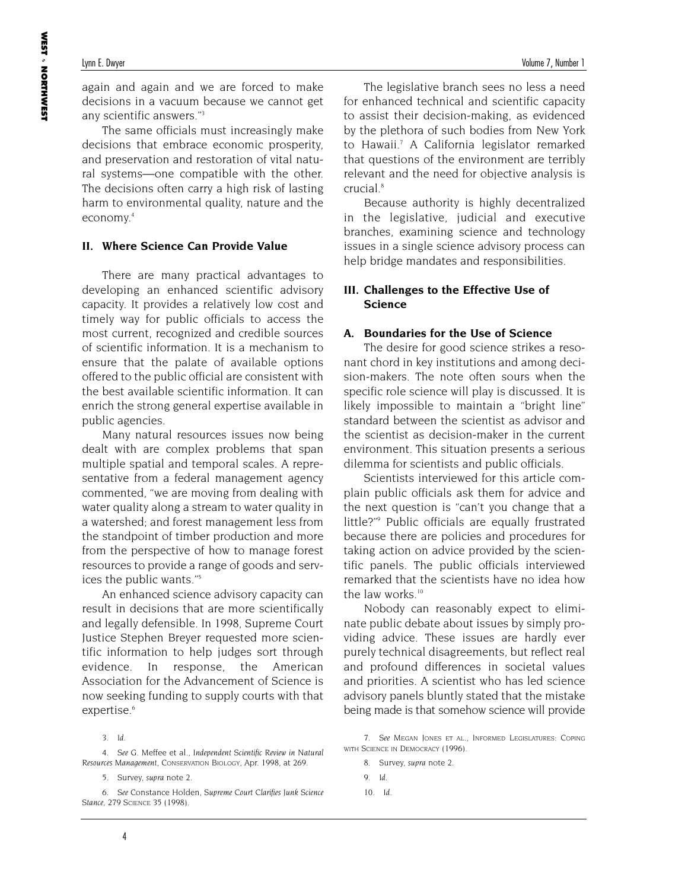again and again and we are forced to make decisions in a vacuum because we cannot get any scientific answers."[3]

The same officials must increasingly make decisions that embrace economic prosperity, and preservation and restoration of vital natural systems—one compatible with the other. The decisions often carry a high risk of lasting harm to environmental quality, nature and the economy.[4]

## II. Where Science Can Provide Value

There are many practical advantages to developing an enhanced scientific advisory capacity. It provides a relatively low cost and timely way for public officials to access the most current, recognized and credible sources of scientific information. It is a mechanism to ensure that the palate of available options offered to the public official are consistent with the best available scientific information. It can enrich the strong general expertise available in public agencies.

Many natural resources issues now being dealt with are complex problems that span multiple spatial and temporal scales. A representative from a federal management agency commented, "we are moving from dealing with water quality along a stream to water quality in a watershed; and forest management less from the standpoint of timber production and more from the perspective of how to manage forest resources to provide a range of goods and services the public wants."[5]

An enhanced science advisory capacity can result in decisions that are more scientifically and legally defensible. In 1998, Supreme Court Justice Stephen Breyer requested more scientific information to help judges sort through evidence. In response, the American Association for the Advancement of Science is now seeking funding to supply courts with that expertise.[6]

The legislative branch sees no less a need for enhanced technical and scientific capacity to assist their decision-making, as evidenced by the plethora of such bodies from New York to Hawaii.[7] A California legislator remarked that questions of the environment are terribly relevant and the need for objective analysis is crucial.[8]

Because authority is highly decentralized in the legislative, judicial and executive branches, examining science and technology issues in a single science advisory process can help bridge mandates and responsibilities.

## III. Challenges to the Effective Use of Science

### A. Boundaries for the Use of Science

The desire for good science strikes a resonant chord in key institutions and among decision-makers. The note often sours when the specific role science will play is discussed. It is likely impossible to maintain a "bright line" standard between the scientist as advisor and the scientist as decision-maker in the current environment. This situation presents a serious dilemma for scientists and public officials.

Scientists interviewed for this article complain public officials ask them for advice and the next question is "can't you change that a little?"[9] Public officials are equally frustrated because there are policies and procedures for taking action on advice provided by the scientific panels. The public officials interviewed remarked that the scientists have no idea how the law works.[10]

Nobody can reasonably expect to eliminate public debate about issues by simply providing advice. These issues are hardly ever purely technical disagreements, but reflect real and profound differences in societal values and priorities. A scientist who has led science advisory panels bluntly stated that the mistake being made is that somehow science will provide

3. *Id.*

4. *See* G. Meffee et al., *Independent Scientific Review in Natural Resources Management*, CONSERVATION BIOLOGY, Apr. 1998, at 269.

5. Survey, *supra* note 2.

6. *See* Constance Holden, *Supreme Court Clarifies Junk Science Stance*, 279 SCIENCE 35 (1998).

7. *See* MEGAN JONES ET AL., INFORMED LEGISLATURES: COPING WITH SCIENCE IN DEMOCRACY (1996).

8. Survey, *supra* note 2.

9. *Id.*

10. *Id.*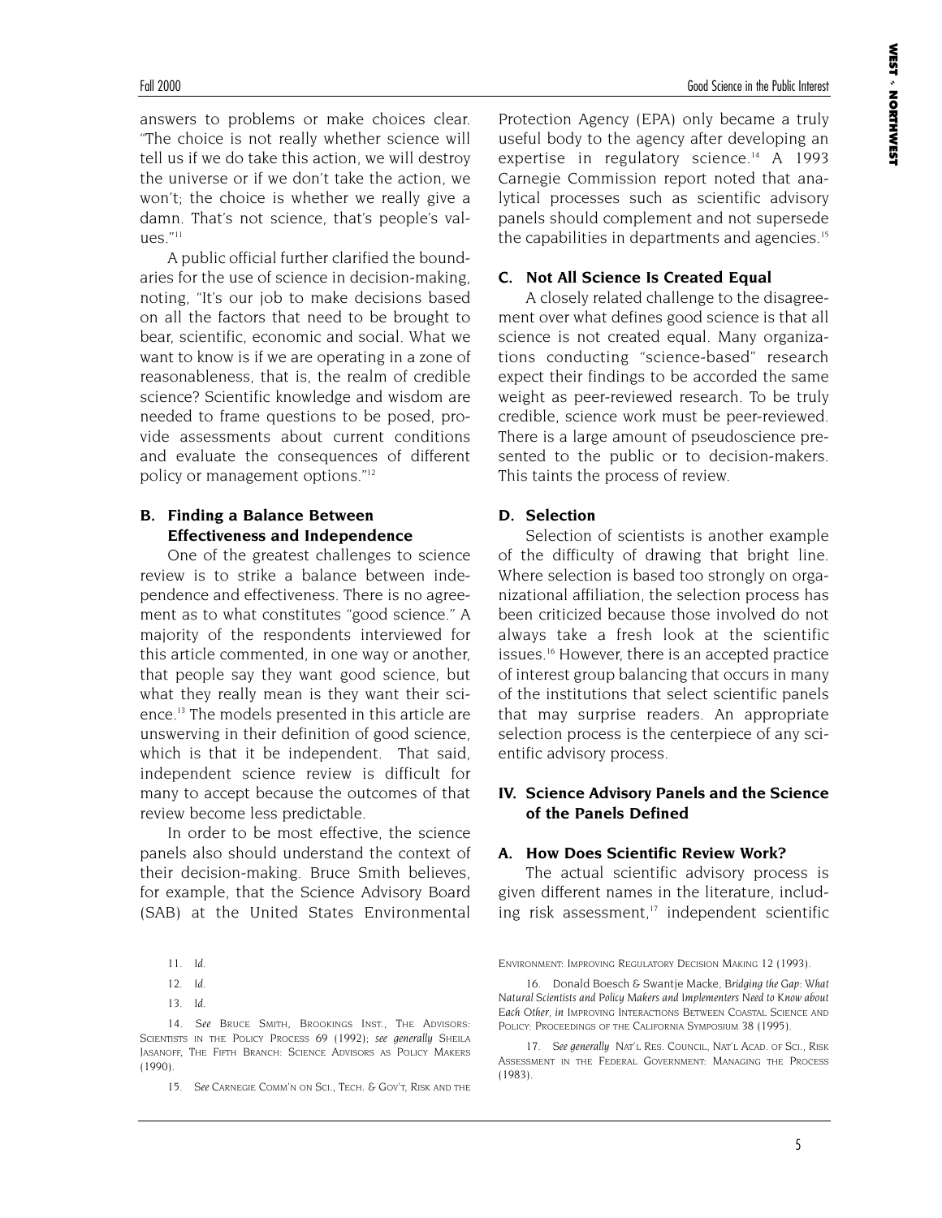answers to problems or make choices clear. "The choice is not really whether science will tell us if we do take this action, we will destroy the universe or if we don't take the action, we won't; the choice is whether we really give a damn. That's not science, that's people's values."[11]

A public official further clarified the boundaries for the use of science in decision-making, noting, "It's our job to make decisions based on all the factors that need to be brought to bear, scientific, economic and social. What we want to know is if we are operating in a zone of reasonableness, that is, the realm of credible science? Scientific knowledge and wisdom are needed to frame questions to be posed, provide assessments about current conditions and evaluate the consequences of different policy or management options."[12]

### B. Finding a Balance Between Effectiveness and Independence

One of the greatest challenges to science review is to strike a balance between independence and effectiveness. There is no agreement as to what constitutes "good science." A majority of the respondents interviewed for this article commented, in one way or another, that people say they want good science, but what they really mean is they want their science.[13] The models presented in this article are unswerving in their definition of good science, which is that it be independent. That said, independent science review is difficult for many to accept because the outcomes of that review become less predictable.

In order to be most effective, the science panels also should understand the context of their decision-making. Bruce Smith believes, for example, that the Science Advisory Board (SAB) at the United States Environmental Protection Agency (EPA) only became a truly useful body to the agency after developing an expertise in regulatory science.[14] A 1993 Carnegie Commission report noted that analytical processes such as scientific advisory panels should complement and not supersede the capabilities in departments and agencies.[15]

### C. Not All Science Is Created Equal

A closely related challenge to the disagreement over what defines good science is that all science is not created equal. Many organizations conducting "science-based" research expect their findings to be accorded the same weight as peer-reviewed research. To be truly credible, science work must be peer-reviewed. There is a large amount of pseudoscience presented to the public or to decision-makers. This taints the process of review.

### D. Selection

Selection of scientists is another example of the difficulty of drawing that bright line. Where selection is based too strongly on organizational affiliation, the selection process has been criticized because those involved do not always take a fresh look at the scientific issues.[16] However, there is an accepted practice of interest group balancing that occurs in many of the institutions that select scientific panels that may surprise readers. An appropriate selection process is the centerpiece of any scientific advisory process.

## IV. Science Advisory Panels and the Science of the Panels Defined

### A. How Does Scientific Review Work?

The actual scientific advisory process is given different names in the literature, including risk assessment,[17] independent scientific

---

11. *Id.*

12. *Id.*

13. *Id.*

14. *See* Bruce Smith, Brookings Inst., The Advisors: Scientists in the Policy Process 69 (1992); *see generally* Sheila Jasanoff, The Fifth Branch: Science Advisors as Policy Makers (1990).

15. *See* Carnegie Comm'n on Sci., Tech. & Gov't, Risk and the Environment: Improving Regulatory Decision Making 12 (1993).

16. Donald Boesch & Swantje Macke, *Bridging the Gap: What Natural Scientists and Policy Makers and Implementers Need to Know about Each Other*, *in* Improving Interactions Between Coastal Science and Policy: Proceedings of the California Symposium 38 (1995).

17. *See generally* Nat'l Res. Council, Nat'l Acad. of Sci., Risk Assessment in the Federal Government: Managing the Process (1983).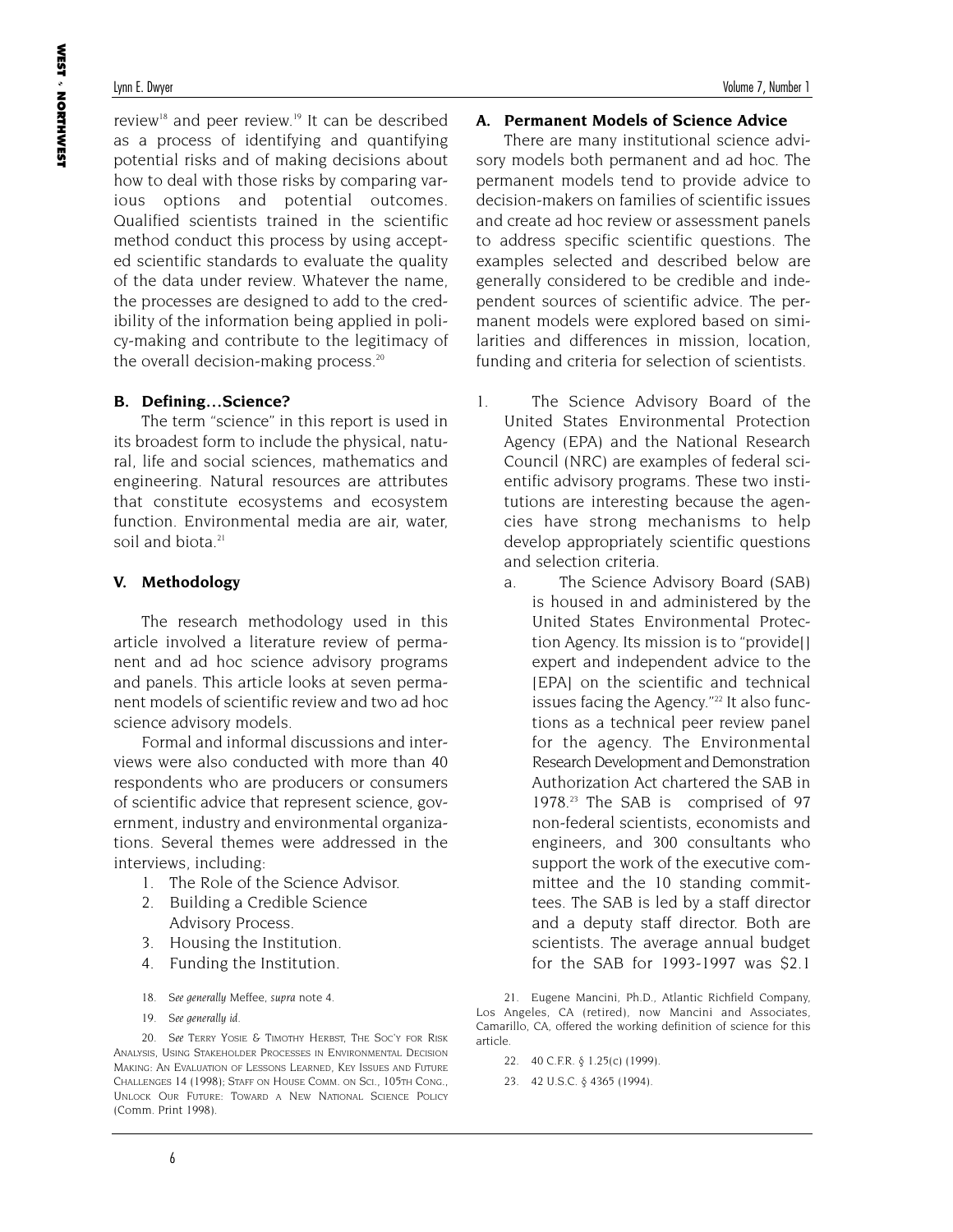review[18] and peer review.[19] It can be described as a process of identifying and quantifying potential risks and of making decisions about how to deal with those risks by comparing various options and potential outcomes. Qualified scientists trained in the scientific method conduct this process by using accepted scientific standards to evaluate the quality of the data under review. Whatever the name, the processes are designed to add to the credibility of the information being applied in policy-making and contribute to the legitimacy of the overall decision-making process.[20]

### B. Defining…Science?

The term "science" in this report is used in its broadest form to include the physical, natural, life and social sciences, mathematics and engineering. Natural resources are attributes that constitute ecosystems and ecosystem function. Environmental media are air, water, soil and biota.[21]

## V. Methodology

The research methodology used in this article involved a literature review of permanent and ad hoc science advisory programs and panels. This article looks at seven permanent models of scientific review and two ad hoc science advisory models.

Formal and informal discussions and interviews were also conducted with more than 40 respondents who are producers or consumers of scientific advice that represent science, government, industry and environmental organizations. Several themes were addressed in the interviews, including:

1. The Role of the Science Advisor.
2. Building a Credible Science Advisory Process.
3. Housing the Institution.
4. Funding the Institution.

### A. Permanent Models of Science Advice

There are many institutional science advisory models both permanent and ad hoc. The permanent models tend to provide advice to decision-makers on families of scientific issues and create ad hoc review or assessment panels to address specific scientific questions. The examples selected and described below are generally considered to be credible and independent sources of scientific advice. The permanent models were explored based on similarities and differences in mission, location, funding and criteria for selection of scientists.

1. The Science Advisory Board of the United States Environmental Protection Agency (EPA) and the National Research Council (NRC) are examples of federal scientific advisory programs. These two institutions are interesting because the agencies have strong mechanisms to help develop appropriately scientific questions and selection criteria.
   a. The Science Advisory Board (SAB) is housed in and administered by the United States Environmental Protection Agency. Its mission is to "provide[] expert and independent advice to the [EPA] on the scientific and technical issues facing the Agency."[22] It also functions as a technical peer review panel for the agency. The Environmental Research Development and Demonstration Authorization Act chartered the SAB in 1978.[23] The SAB is comprised of 97 non-federal scientists, economists and engineers, and 300 consultants who support the work of the executive committee and the 10 standing committees. The SAB is led by a staff director and a deputy staff director. Both are scientists. The average annual budget for the SAB for 1993-1997 was $2.1

---

18. *See generally* Meffee, *supra* note 4.

19. *See generally id.*

20. *See* Terry Yosie & Timothy Herbst, The Soc'y for Risk Analysis, Using Stakeholder Processes in Environmental Decision Making: An Evaluation of Lessons Learned, Key Issues and Future Challenges 14 (1998); Staff on House Comm. on Sci., 105th Cong., Unlock Our Future: Toward a New National Science Policy (Comm. Print 1998).

21. Eugene Mancini, Ph.D., Atlantic Richfield Company, Los Angeles, CA (retired), now Mancini and Associates, Camarillo, CA, offered the working definition of science for this article.

22. 40 C.F.R. § 1.25(c) (1999).

23. 42 U.S.C. § 4365 (1994).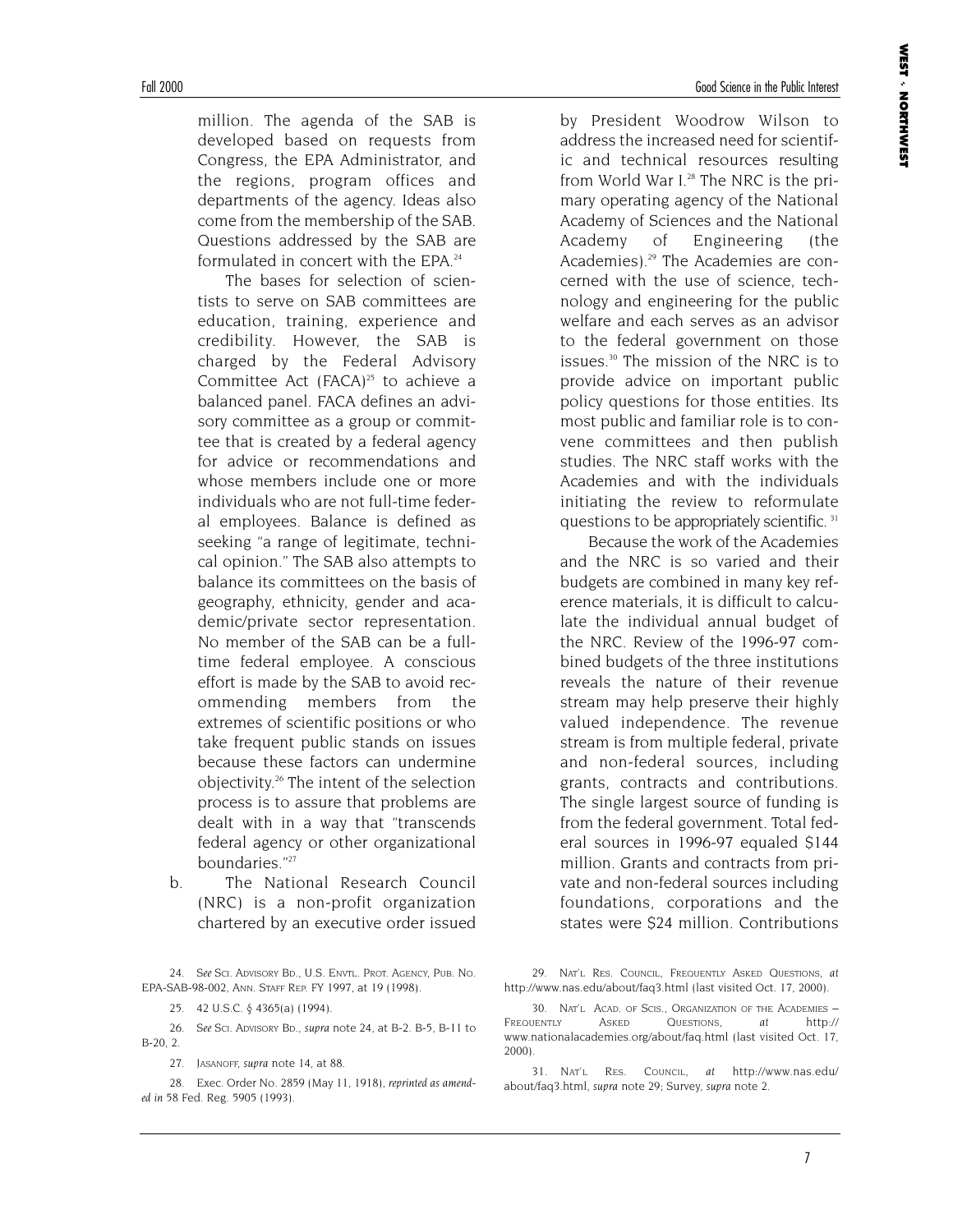million. The agenda of the SAB is developed based on requests from Congress, the EPA Administrator, and the regions, program offices and departments of the agency. Ideas also come from the membership of the SAB. Questions addressed by the SAB are formulated in concert with the EPA.[24]

The bases for selection of scientists to serve on SAB committees are education, training, experience and credibility. However, the SAB is charged by the Federal Advisory Committee Act (FACA)[25] to achieve a balanced panel. FACA defines an advisory committee as a group or committee that is created by a federal agency for advice or recommendations and whose members include one or more individuals who are not full-time federal employees. Balance is defined as seeking "a range of legitimate, technical opinion." The SAB also attempts to balance its committees on the basis of geography, ethnicity, gender and academic/private sector representation. No member of the SAB can be a full-time federal employee. A conscious effort is made by the SAB to avoid recommending members from the extremes of scientific positions or who take frequent public stands on issues because these factors can undermine objectivity.[26] The intent of the selection process is to assure that problems are dealt with in a way that "transcends federal agency or other organizational boundaries."[27]

b. The National Research Council (NRC) is a non-profit organization chartered by an executive order issued by President Woodrow Wilson to address the increased need for scientific and technical resources resulting from World War I.[28] The NRC is the primary operating agency of the National Academy of Sciences and the National Academy of Engineering (the Academies).[29] The Academies are concerned with the use of science, technology and engineering for the public welfare and each serves as an advisor to the federal government on those issues.[30] The mission of the NRC is to provide advice on important public policy questions for those entities. Its most public and familiar role is to convene committees and then publish studies. The NRC staff works with the Academies and with the individuals initiating the review to reformulate questions to be appropriately scientific.[31]

Because the work of the Academies and the NRC is so varied and their budgets are combined in many key reference materials, it is difficult to calculate the individual annual budget of the NRC. Review of the 1996-97 combined budgets of the three institutions reveals the nature of their revenue stream may help preserve their highly valued independence. The revenue stream is from multiple federal, private and non-federal sources, including grants, contracts and contributions. The single largest source of funding is from the federal government. Total federal sources in 1996-97 equaled $144 million. Grants and contracts from private and non-federal sources including foundations, corporations and the states were $24 million. Contributions

---

24. *See* SCI. ADVISORY BD., U.S. ENVTL. PROT. AGENCY, PUB. NO. EPA-SAB-98-002, ANN. STAFF REP. FY 1997, at 19 (1998).

25. 42 U.S.C. § 4365(a) (1994).

26. *See* SCI. ADVISORY BD., *supra* note 24, at B-2. B-5, B-11 to B-20, 2.

27. JASANOFF, *supra* note 14, at 88.

28. Exec. Order No. 2859 (May 11, 1918), *reprinted as amended in* 58 Fed. Reg. 5905 (1993).

29. NAT'L RES. COUNCIL, FREQUENTLY ASKED QUESTIONS, *at* http://www.nas.edu/about/faq3.html (last visited Oct. 17, 2000).

30. NAT'L ACAD. OF SCIS., ORGANIZATION OF THE ACADEMIES – FREQUENTLY ASKED QUESTIONS, *at* http://www.nationalacademies.org/about/faq.html (last visited Oct. 17, 2000).

31. NAT'L RES. COUNCIL, *at* http://www.nas.edu/about/faq3.html, *supra* note 29; Survey, *supra* note 2.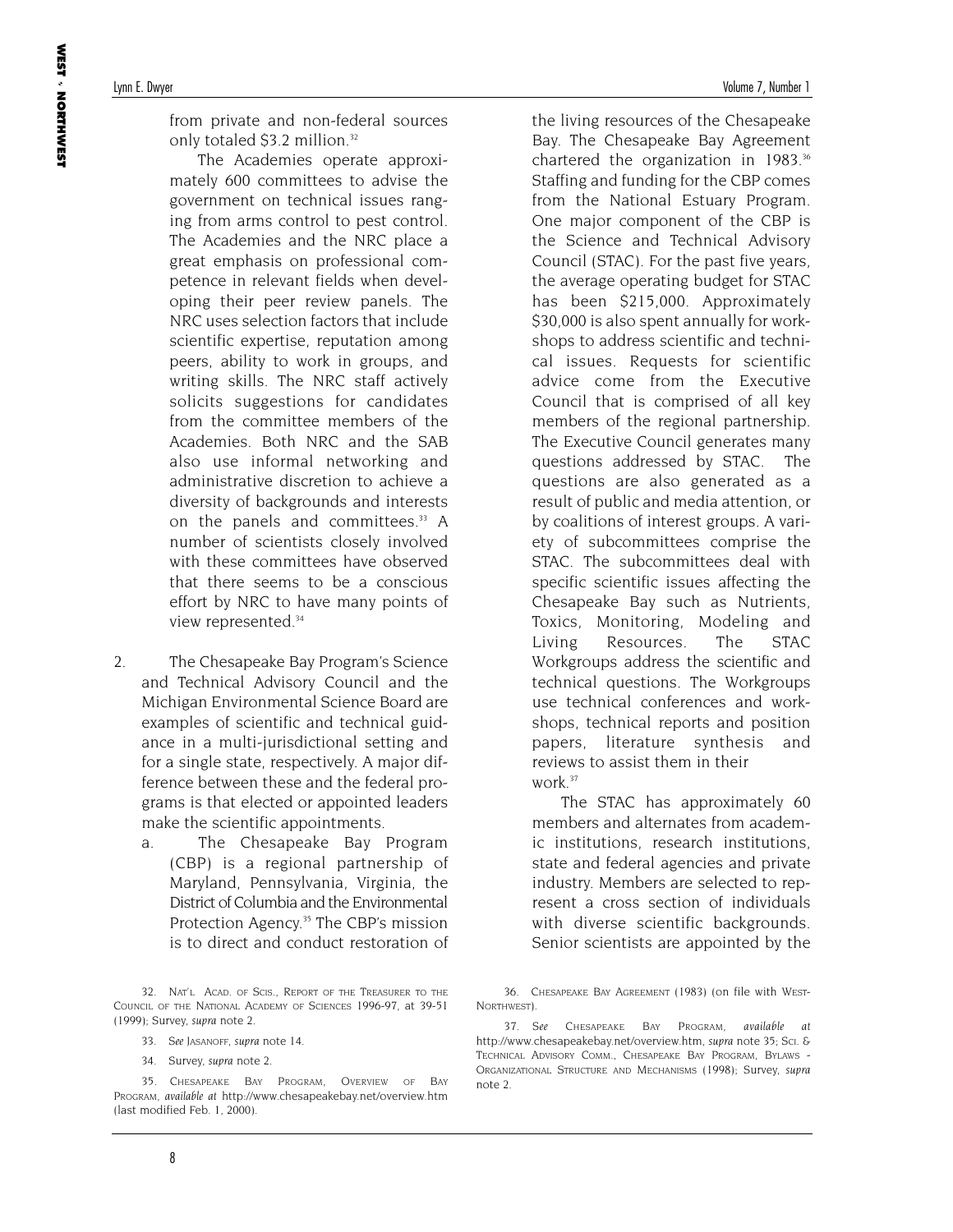from private and non-federal sources only totaled $3.2 million.[32]

The Academies operate approximately 600 committees to advise the government on technical issues ranging from arms control to pest control. The Academies and the NRC place a great emphasis on professional competence in relevant fields when developing their peer review panels. The NRC uses selection factors that include scientific expertise, reputation among peers, ability to work in groups, and writing skills. The NRC staff actively solicits suggestions for candidates from the committee members of the Academies. Both NRC and the SAB also use informal networking and administrative discretion to achieve a diversity of backgrounds and interests on the panels and committees.[33] A number of scientists closely involved with these committees have observed that there seems to be a conscious effort by NRC to have many points of view represented.[34]

2. The Chesapeake Bay Program's Science and Technical Advisory Council and the Michigan Environmental Science Board are examples of scientific and technical guidance in a multi-jurisdictional setting and for a single state, respectively. A major difference between these and the federal programs is that elected or appointed leaders make the scientific appointments.

   a. The Chesapeake Bay Program (CBP) is a regional partnership of Maryland, Pennsylvania, Virginia, the District of Columbia and the Environmental Protection Agency.[35] The CBP's mission is to direct and conduct restoration of the living resources of the Chesapeake Bay. The Chesapeake Bay Agreement chartered the organization in 1983.[36] Staffing and funding for the CBP comes from the National Estuary Program. One major component of the CBP is the Science and Technical Advisory Council (STAC). For the past five years, the average operating budget for STAC has been $215,000. Approximately $30,000 is also spent annually for workshops to address scientific and technical issues. Requests for scientific advice come from the Executive Council that is comprised of all key members of the regional partnership. The Executive Council generates many questions addressed by STAC. The questions are also generated as a result of public and media attention, or by coalitions of interest groups. A variety of subcommittees comprise the STAC. The subcommittees deal with specific scientific issues affecting the Chesapeake Bay such as Nutrients, Toxics, Monitoring, Modeling and Living Resources. The STAC Workgroups address the scientific and technical questions. The Workgroups use technical conferences and workshops, technical reports and position papers, literature synthesis and reviews to assist them in their work.[37]

   The STAC has approximately 60 members and alternates from academic institutions, research institutions, state and federal agencies and private industry. Members are selected to represent a cross section of individuals with diverse scientific backgrounds. Senior scientists are appointed by the

---

32. NAT'L ACAD. OF SCIS., REPORT OF THE TREASURER TO THE COUNCIL OF THE NATIONAL ACADEMY OF SCIENCES 1996-97, at 39-51 (1999); Survey, *supra* note 2.

33. *See* JASANOFF, *supra* note 14.

34. Survey, *supra* note 2.

35. CHESAPEAKE BAY PROGRAM, OVERVIEW OF BAY PROGRAM, *available at* http://www.chesapeakebay.net/overview.htm (last modified Feb. 1, 2000).

36. CHESAPEAKE BAY AGREEMENT (1983) (on file with WEST-NORTHWEST).

37. *See* CHESAPEAKE BAY PROGRAM, *available at* http://www.chesapeakebay.net/overview.htm, *supra* note 35; SCI. & TECHNICAL ADVISORY COMM., CHESAPEAKE BAY PROGRAM, BYLAWS - ORGANIZATIONAL STRUCTURE AND MECHANISMS (1998); Survey, *supra* note 2.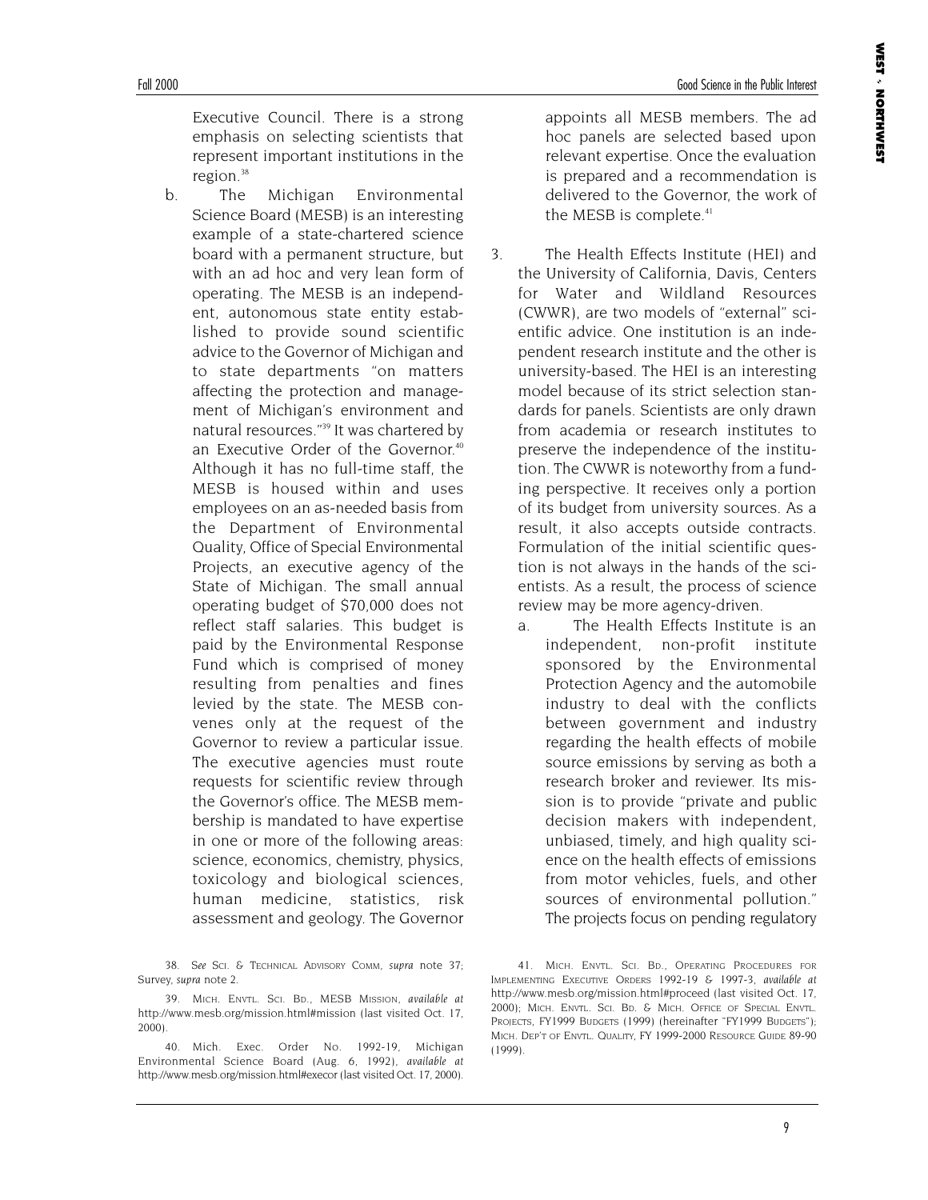Executive Council. There is a strong emphasis on selecting scientists that represent important institutions in the region.[38]

b. The Michigan Environmental Science Board (MESB) is an interesting example of a state-chartered science board with a permanent structure, but with an ad hoc and very lean form of operating. The MESB is an independent, autonomous state entity established to provide sound scientific advice to the Governor of Michigan and to state departments "on matters affecting the protection and management of Michigan's environment and natural resources."[39] It was chartered by an Executive Order of the Governor.[40] Although it has no full-time staff, the MESB is housed within and uses employees on an as-needed basis from the Department of Environmental Quality, Office of Special Environmental Projects, an executive agency of the State of Michigan. The small annual operating budget of $70,000 does not reflect staff salaries. This budget is paid by the Environmental Response Fund which is comprised of money resulting from penalties and fines levied by the state. The MESB convenes only at the request of the Governor to review a particular issue. The executive agencies must route requests for scientific review through the Governor's office. The MESB membership is mandated to have expertise in one or more of the following areas: science, economics, chemistry, physics, toxicology and biological sciences, human medicine, statistics, risk assessment and geology. The Governor appoints all MESB members. The ad hoc panels are selected based upon relevant expertise. Once the evaluation is prepared and a recommendation is delivered to the Governor, the work of the MESB is complete.[41]

3. The Health Effects Institute (HEI) and the University of California, Davis, Centers for Water and Wildland Resources (CWWR), are two models of "external" scientific advice. One institution is an independent research institute and the other is university-based. The HEI is an interesting model because of its strict selection standards for panels. Scientists are only drawn from academia or research institutes to preserve the independence of the institution. The CWWR is noteworthy from a funding perspective. It receives only a portion of its budget from university sources. As a result, it also accepts outside contracts. Formulation of the initial scientific question is not always in the hands of the scientists. As a result, the process of science review may be more agency-driven.

a. The Health Effects Institute is an independent, non-profit institute sponsored by the Environmental Protection Agency and the automobile industry to deal with the conflicts between government and industry regarding the health effects of mobile source emissions by serving as both a research broker and reviewer. Its mission is to provide "private and public decision makers with independent, unbiased, timely, and high quality science on the health effects of emissions from motor vehicles, fuels, and other sources of environmental pollution." The projects focus on pending regulatory

---

38. *See* SCI. & TECHNICAL ADVISORY COMM, *supra* note 37; Survey, *supra* note 2.

39. MICH. ENVTL. SCI. BD., MESB MISSION, *available at* http://www.mesb.org/mission.html#mission (last visited Oct. 17, 2000).

40. Mich. Exec. Order No. 1992-19, Michigan Environmental Science Board (Aug. 6, 1992), *available at* http://www.mesb.org/mission.html#execor (last visited Oct. 17, 2000).

41. MICH. ENVTL. SCI. BD., OPERATING PROCEDURES FOR IMPLEMENTING EXECUTIVE ORDERS 1992-19 & 1997-3, *available at* http://www.mesb.org/mission.html#proceed (last visited Oct. 17, 2000); MICH. ENVTL. SCI. BD. & MICH. OFFICE OF SPECIAL ENVTL. PROJECTS, FY1999 BUDGETS (1999) (hereinafter "FY1999 BUDGETS"); MICH. DEP'T OF ENVTL. QUALITY, FY 1999-2000 RESOURCE GUIDE 89-90 (1999).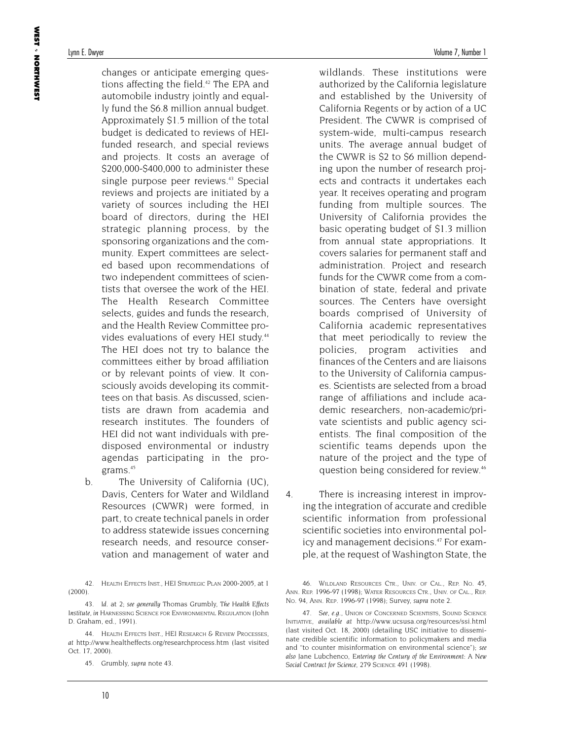changes or anticipate emerging questions affecting the field.[42] The EPA and automobile industry jointly and equally fund the $6.8 million annual budget. Approximately $1.5 million of the total budget is dedicated to reviews of HEI-funded research, and special reviews and projects. It costs an average of $200,000-$400,000 to administer these single purpose peer reviews.[43] Special reviews and projects are initiated by a variety of sources including the HEI board of directors, during the HEI strategic planning process, by the sponsoring organizations and the community. Expert committees are selected based upon recommendations of two independent committees of scientists that oversee the work of the HEI. The Health Research Committee selects, guides and funds the research, and the Health Review Committee provides evaluations of every HEI study.[44] The HEI does not try to balance the committees either by broad affiliation or by relevant points of view. It consciously avoids developing its committees on that basis. As discussed, scientists are drawn from academia and research institutes. The founders of HEI did not want individuals with predisposed environmental or industry agendas participating in the programs.[45]

b. The University of California (UC), Davis, Centers for Water and Wildland Resources (CWWR) were formed, in part, to create technical panels in order to address statewide issues concerning research needs, and resource conservation and management of water and wildlands. These institutions were authorized by the California legislature and established by the University of California Regents or by action of a UC President. The CWWR is comprised of system-wide, multi-campus research units. The average annual budget of the CWWR is $2 to $6 million depending upon the number of research projects and contracts it undertakes each year. It receives operating and program funding from multiple sources. The University of California provides the basic operating budget of $1.3 million from annual state appropriations. It covers salaries for permanent staff and administration. Project and research funds for the CWWR come from a combination of state, federal and private sources. The Centers have oversight boards comprised of University of California academic representatives that meet periodically to review the policies, program activities and finances of the Centers and are liaisons to the University of California campuses. Scientists are selected from a broad range of affiliations and include academic researchers, non-academic/private scientists and public agency scientists. The final composition of the scientific teams depends upon the nature of the project and the type of question being considered for review.[46]

4. There is increasing interest in improving the integration of accurate and credible scientific information from professional scientific societies into environmental policy and management decisions.[47] For example, at the request of Washington State, the

---

42. Health Effects Inst., HEI Strategic Plan 2000-2005, at 1 (2000).

43. *Id.* at 2; *see generally* Thomas Grumbly, *The Health Effects Institute*, *in* Harnessing Science for Environmental Regulation (John D. Graham, ed., 1991).

44. Health Effects Inst., HEI Research & Review Processes, *at* http://www.healtheffects.org/researchprocess.htm (last visited Oct. 17, 2000).

45. Grumbly, *supra* note 43.

46. Wildland Resources Ctr., Univ. of Cal., Rep. No. 45, Ann. Rep. 1996-97 (1998); Water Resources Ctr., Univ. of Cal., Rep. No. 94, Ann. Rep. 1996-97 (1998); Survey, *supra* note 2.

47. *See, e.g.*, Union of Concerned Scientists, Sound Science Initiative, *available at* http://www.ucsusa.org/resources/ssi.html (last visited Oct. 18, 2000) (detailing USC initiative to disseminate credible scientific information to policymakers and media and "to counter misinformation on environmental science"); *see also* Jane Lubchenco, *Entering the Century of the Environment: A New Social Contract for Science*, 279 Science 491 (1998).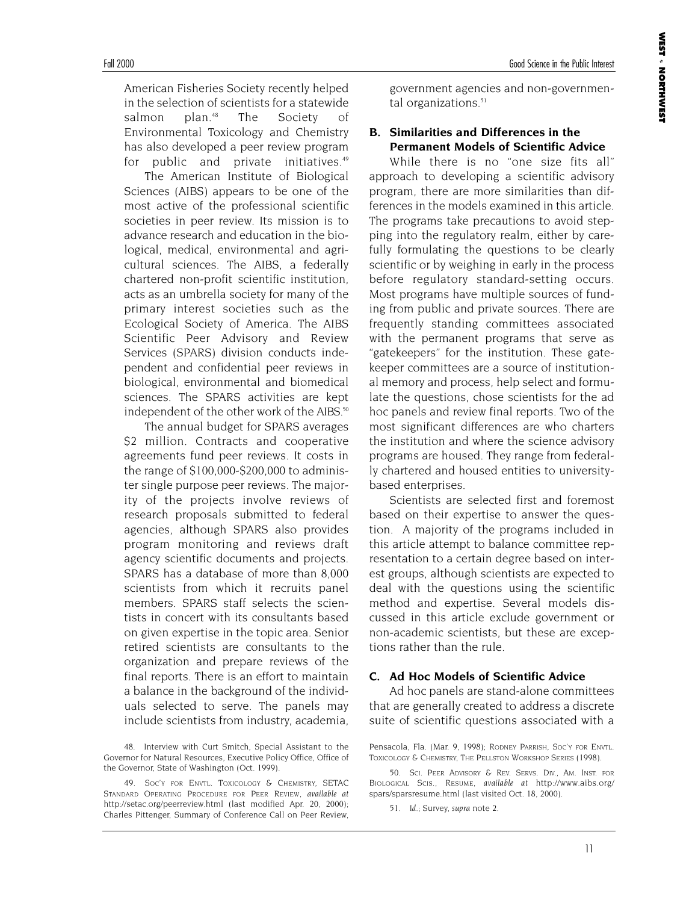American Fisheries Society recently helped in the selection of scientists for a statewide salmon plan.[48] The Society of Environmental Toxicology and Chemistry has also developed a peer review program for public and private initiatives.[49]

The American Institute of Biological Sciences (AIBS) appears to be one of the most active of the professional scientific societies in peer review. Its mission is to advance research and education in the biological, medical, environmental and agricultural sciences. The AIBS, a federally chartered non-profit scientific institution, acts as an umbrella society for many of the primary interest societies such as the Ecological Society of America. The AIBS Scientific Peer Advisory and Review Services (SPARS) division conducts independent and confidential peer reviews in biological, environmental and biomedical sciences. The SPARS activities are kept independent of the other work of the AIBS.[50]

The annual budget for SPARS averages $2 million. Contracts and cooperative agreements fund peer reviews. It costs in the range of $100,000-$200,000 to administer single purpose peer reviews. The majority of the projects involve reviews of research proposals submitted to federal agencies, although SPARS also provides program monitoring and reviews draft agency scientific documents and projects. SPARS has a database of more than 8,000 scientists from which it recruits panel members. SPARS staff selects the scientists in concert with its consultants based on given expertise in the topic area. Senior retired scientists are consultants to the organization and prepare reviews of the final reports. There is an effort to maintain a balance in the background of the individuals selected to serve. The panels may include scientists from industry, academia, government agencies and non-governmental organizations.[51]

### B. Similarities and Differences in the Permanent Models of Scientific Advice

While there is no "one size fits all" approach to developing a scientific advisory program, there are more similarities than differences in the models examined in this article. The programs take precautions to avoid stepping into the regulatory realm, either by carefully formulating the questions to be clearly scientific or by weighing in early in the process before regulatory standard-setting occurs. Most programs have multiple sources of funding from public and private sources. There are frequently standing committees associated with the permanent programs that serve as "gatekeepers" for the institution. These gatekeeper committees are a source of institutional memory and process, help select and formulate the questions, chose scientists for the ad hoc panels and review final reports. Two of the most significant differences are who charters the institution and where the science advisory programs are housed. They range from federally chartered and housed entities to university-based enterprises.

Scientists are selected first and foremost based on their expertise to answer the question. A majority of the programs included in this article attempt to balance committee representation to a certain degree based on interest groups, although scientists are expected to deal with the questions using the scientific method and expertise. Several models discussed in this article exclude government or non-academic scientists, but these are exceptions rather than the rule.

### C. Ad Hoc Models of Scientific Advice

Ad hoc panels are stand-alone committees that are generally created to address a discrete suite of scientific questions associated with a

---

48. Interview with Curt Smitch, Special Assistant to the Governor for Natural Resources, Executive Policy Office, Office of the Governor, State of Washington (Oct. 1999).

49. SOC'Y FOR ENVTL. TOXICOLOGY & CHEMISTRY, SETAC STANDARD OPERATING PROCEDURE FOR PEER REVIEW, *available at* http://setac.org/peerreview.html (last modified Apr. 20, 2000); Charles Pittenger, Summary of Conference Call on Peer Review, Pensacola, Fla. (Mar. 9, 1998); RODNEY PARRISH, SOC'Y FOR ENVTL. TOXICOLOGY & CHEMISTRY, THE PELLSTON WORKSHOP SERIES (1998).

50. SCI. PEER ADVISORY & REV. SERVS. DIV., AM. INST. FOR BIOLOGICAL SCIS., RESUME, *available at* http://www.aibs.org/spars/sparsresume.html (last visited Oct. 18, 2000).

51. *Id.*; Survey, *supra* note 2.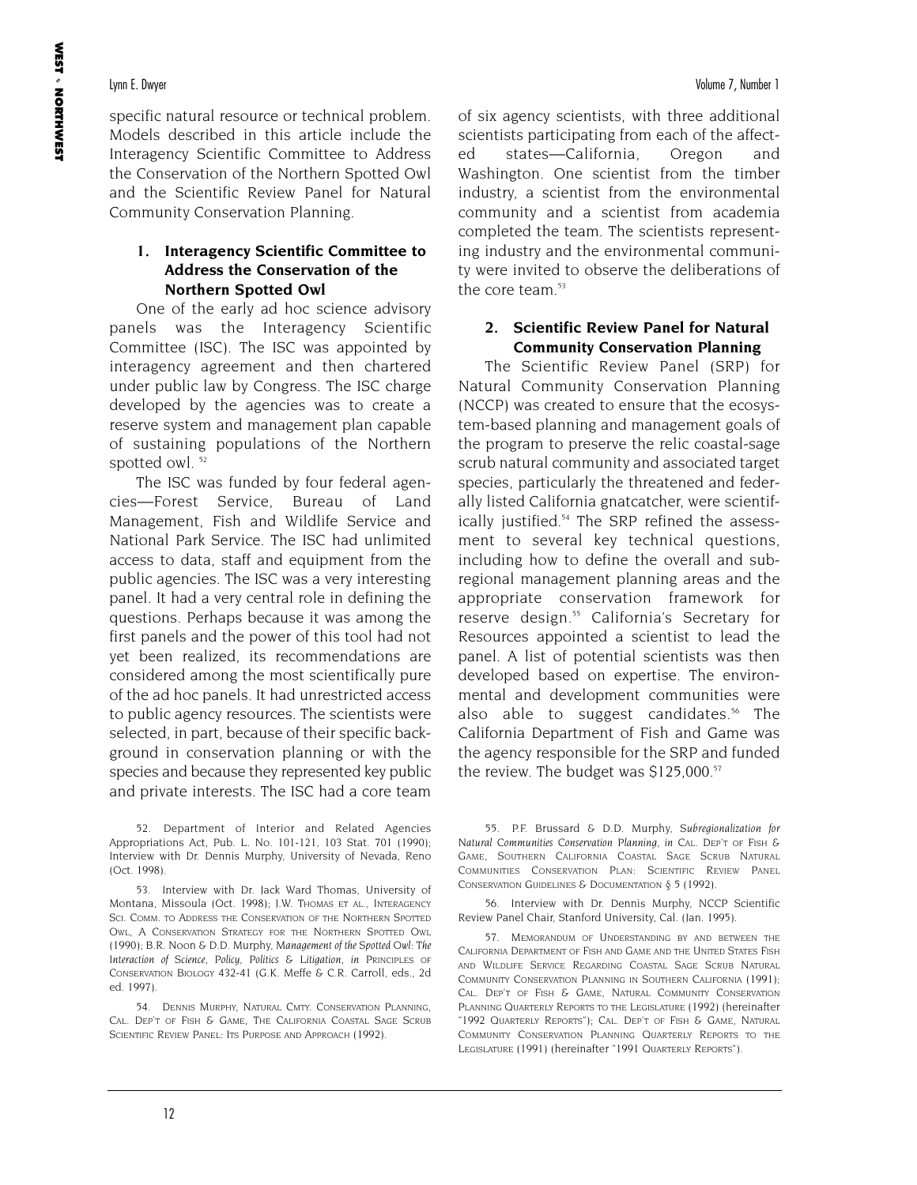specific natural resource or technical problem. Models described in this article include the Interagency Scientific Committee to Address the Conservation of the Northern Spotted Owl and the Scientific Review Panel for Natural Community Conservation Planning.

### 1. Interagency Scientific Committee to Address the Conservation of the Northern Spotted Owl

One of the early ad hoc science advisory panels was the Interagency Scientific Committee (ISC). The ISC was appointed by interagency agreement and then chartered under public law by Congress. The ISC charge developed by the agencies was to create a reserve system and management plan capable of sustaining populations of the Northern spotted owl. [52]

The ISC was funded by four federal agencies—Forest Service, Bureau of Land Management, Fish and Wildlife Service and National Park Service. The ISC had unlimited access to data, staff and equipment from the public agencies. The ISC was a very interesting panel. It had a very central role in defining the questions. Perhaps because it was among the first panels and the power of this tool had not yet been realized, its recommendations are considered among the most scientifically pure of the ad hoc panels. It had unrestricted access to public agency resources. The scientists were selected, in part, because of their specific background in conservation planning or with the species and because they represented key public and private interests. The ISC had a core team of six agency scientists, with three additional scientists participating from each of the affected states—California, Oregon and Washington. One scientist from the timber industry, a scientist from the environmental community and a scientist from academia completed the team. The scientists representing industry and the environmental community were invited to observe the deliberations of the core team.[53]

### 2. Scientific Review Panel for Natural Community Conservation Planning

The Scientific Review Panel (SRP) for Natural Community Conservation Planning (NCCP) was created to ensure that the ecosystem-based planning and management goals of the program to preserve the relic coastal-sage scrub natural community and associated target species, particularly the threatened and federally listed California gnatcatcher, were scientifically justified.[54] The SRP refined the assessment to several key technical questions, including how to define the overall and subregional management planning areas and the appropriate conservation framework for reserve design.[55] California's Secretary for Resources appointed a scientist to lead the panel. A list of potential scientists was then developed based on expertise. The environmental and development communities were also able to suggest candidates.[56] The California Department of Fish and Game was the agency responsible for the SRP and funded the review. The budget was $125,000.[57]

---

52. Department of Interior and Related Agencies Appropriations Act, Pub. L. No. 101-121, 103 Stat. 701 (1990); Interview with Dr. Dennis Murphy, University of Nevada, Reno (Oct. 1998).

53. Interview with Dr. Jack Ward Thomas, University of Montana, Missoula (Oct. 1998); J.W. Thomas et al., Interagency Sci. Comm. to Address the Conservation of the Northern Spotted Owl, A Conservation Strategy for the Northern Spotted Owl (1990); B.R. Noon & D.D. Murphy, *Management of the Spotted Owl: The Interaction of Science, Policy, Politics & Litigation*, *in* Principles of Conservation Biology 432-41 (G.K. Meffe & C.R. Carroll, eds., 2d ed. 1997).

54. Dennis Murphy, Natural Cmty. Conservation Planning, Cal. Dep't of Fish & Game, The California Coastal Sage Scrub Scientific Review Panel: Its Purpose and Approach (1992).

55. P.F. Brussard & D.D. Murphy, *Subregionalization for Natural Communities Conservation Planning*, *in* Cal. Dep't of Fish & Game, Southern California Coastal Sage Scrub Natural Communities Conservation Plan: Scientific Review Panel Conservation Guidelines & Documentation § 5 (1992).

56. Interview with Dr. Dennis Murphy, NCCP Scientific Review Panel Chair, Stanford University, Cal. (Jan. 1995).

57. Memorandum of Understanding by and between the California Department of Fish and Game and the United States Fish and Wildlife Service Regarding Coastal Sage Scrub Natural Community Conservation Planning in Southern California (1991); Cal. Dep't of Fish & Game, Natural Community Conservation Planning Quarterly Reports to the Legislature (1992) (hereinafter "1992 Quarterly Reports"); Cal. Dep't of Fish & Game, Natural Community Conservation Planning Quarterly Reports to the Legislature (1991) (hereinafter "1991 Quarterly Reports").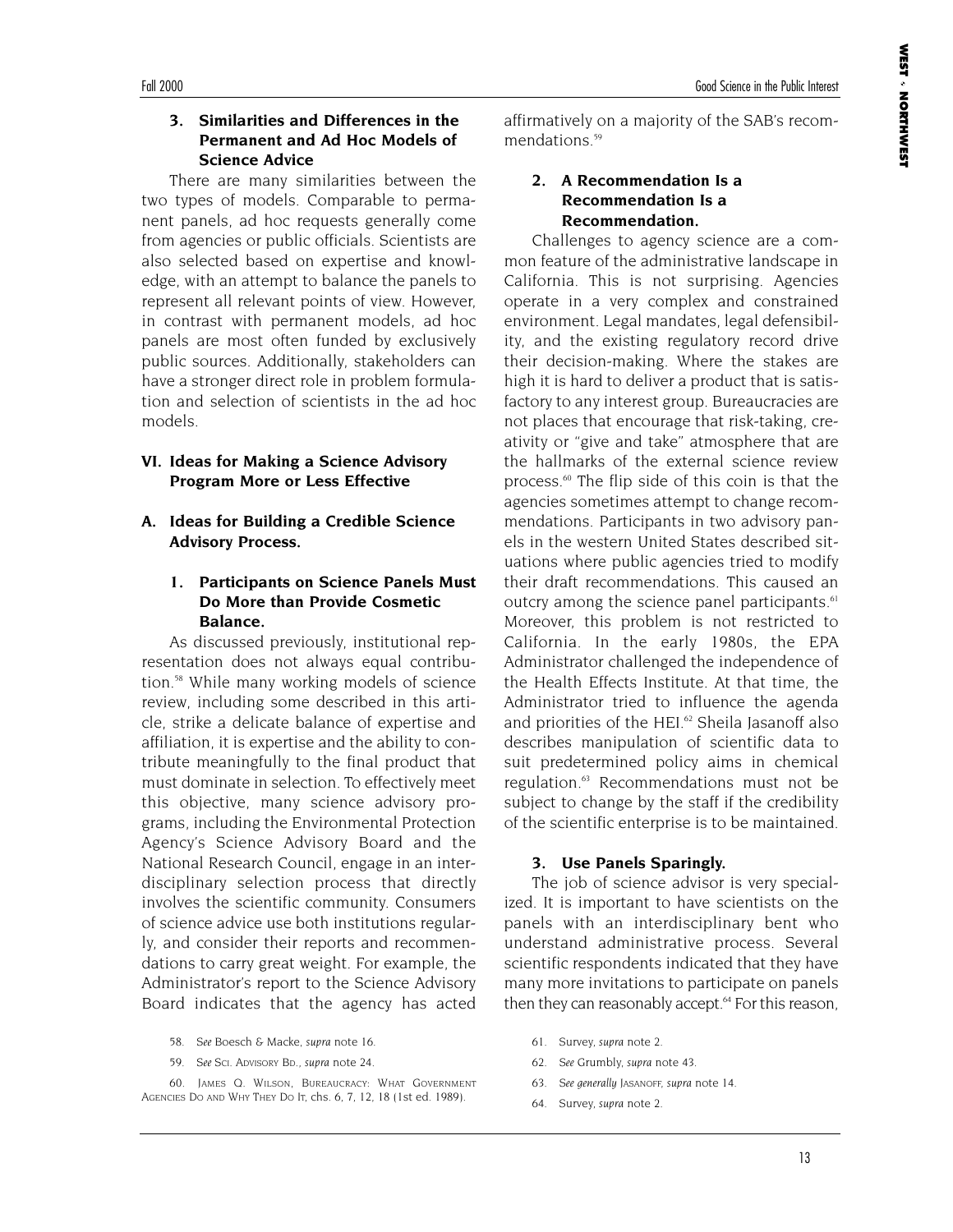### 3. Similarities and Differences in the Permanent and Ad Hoc Models of Science Advice

There are many similarities between the two types of models. Comparable to permanent panels, ad hoc requests generally come from agencies or public officials. Scientists are also selected based on expertise and knowledge, with an attempt to balance the panels to represent all relevant points of view. However, in contrast with permanent models, ad hoc panels are most often funded by exclusively public sources. Additionally, stakeholders can have a stronger direct role in problem formulation and selection of scientists in the ad hoc models.

## VI. Ideas for Making a Science Advisory Program More or Less Effective

### A. Ideas for Building a Credible Science Advisory Process.

#### 1. Participants on Science Panels Must Do More than Provide Cosmetic Balance.

As discussed previously, institutional representation does not always equal contribution.[58] While many working models of science review, including some described in this article, strike a delicate balance of expertise and affiliation, it is expertise and the ability to contribute meaningfully to the final product that must dominate in selection. To effectively meet this objective, many science advisory programs, including the Environmental Protection Agency's Science Advisory Board and the National Research Council, engage in an interdisciplinary selection process that directly involves the scientific community. Consumers of science advice use both institutions regularly, and consider their reports and recommendations to carry great weight. For example, the Administrator's report to the Science Advisory Board indicates that the agency has acted affirmatively on a majority of the SAB's recommendations.[59]

#### 2. A Recommendation Is a Recommendation Is a Recommendation.

Challenges to agency science are a common feature of the administrative landscape in California. This is not surprising. Agencies operate in a very complex and constrained environment. Legal mandates, legal defensibility, and the existing regulatory record drive their decision-making. Where the stakes are high it is hard to deliver a product that is satisfactory to any interest group. Bureaucracies are not places that encourage that risk-taking, creativity or "give and take" atmosphere that are the hallmarks of the external science review process.[60] The flip side of this coin is that the agencies sometimes attempt to change recommendations. Participants in two advisory panels in the western United States described situations where public agencies tried to modify their draft recommendations. This caused an outcry among the science panel participants.[61] Moreover, this problem is not restricted to California. In the early 1980s, the EPA Administrator challenged the independence of the Health Effects Institute. At that time, the Administrator tried to influence the agenda and priorities of the HEI.[62] Sheila Jasanoff also describes manipulation of scientific data to suit predetermined policy aims in chemical regulation.[63] Recommendations must not be subject to change by the staff if the credibility of the scientific enterprise is to be maintained.

#### 3. Use Panels Sparingly.

The job of science advisor is very specialized. It is important to have scientists on the panels with an interdisciplinary bent who understand administrative process. Several scientific respondents indicated that they have many more invitations to participate on panels then they can reasonably accept.[64] For this reason,

---

58. *See* Boesch & Macke, *supra* note 16.

59. *See* Sci. Advisory Bd., *supra* note 24.

60. James Q. Wilson, Bureaucracy: What Government Agencies Do and Why They Do It, chs. 6, 7, 12, 18 (1st ed. 1989).

61. Survey, *supra* note 2.

62. *See* Grumbly, *supra* note 43.

63. *See generally* Jasanoff, *supra* note 14.

64. Survey, *supra* note 2.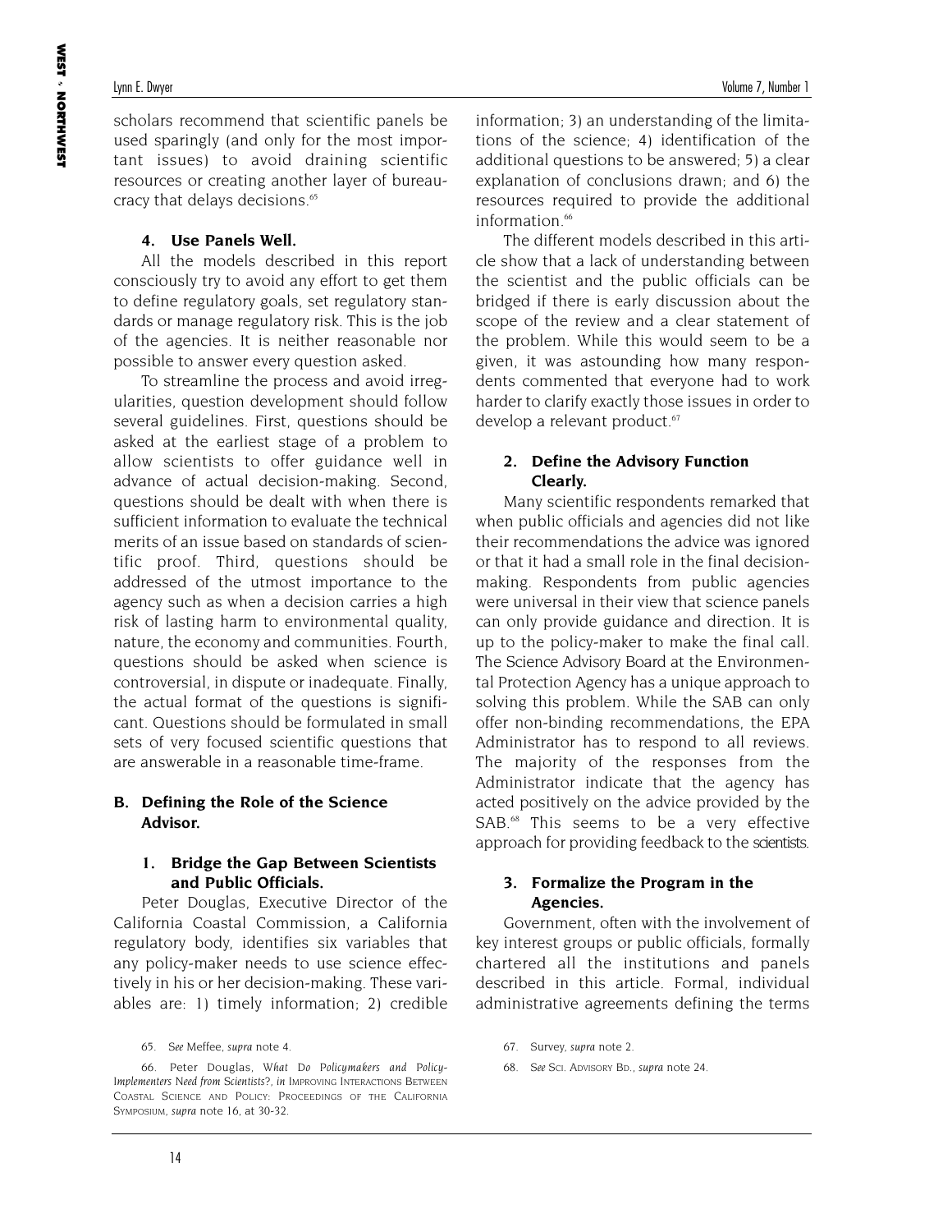scholars recommend that scientific panels be used sparingly (and only for the most important issues) to avoid draining scientific resources or creating another layer of bureaucracy that delays decisions.[65]

#### 4. Use Panels Well.

All the models described in this report consciously try to avoid any effort to get them to define regulatory goals, set regulatory standards or manage regulatory risk. This is the job of the agencies. It is neither reasonable nor possible to answer every question asked.

To streamline the process and avoid irregularities, question development should follow several guidelines. First, questions should be asked at the earliest stage of a problem to allow scientists to offer guidance well in advance of actual decision-making. Second, questions should be dealt with when there is sufficient information to evaluate the technical merits of an issue based on standards of scientific proof. Third, questions should be addressed of the utmost importance to the agency such as when a decision carries a high risk of lasting harm to environmental quality, nature, the economy and communities. Fourth, questions should be asked when science is controversial, in dispute or inadequate. Finally, the actual format of the questions is significant. Questions should be formulated in small sets of very focused scientific questions that are answerable in a reasonable time-frame.

### B. Defining the Role of the Science Advisor.

#### 1. Bridge the Gap Between Scientists and Public Officials.

Peter Douglas, Executive Director of the California Coastal Commission, a California regulatory body, identifies six variables that any policy-maker needs to use science effectively in his or her decision-making. These variables are: 1) timely information; 2) credible information; 3) an understanding of the limitations of the science; 4) identification of the additional questions to be answered; 5) a clear explanation of conclusions drawn; and 6) the resources required to provide the additional information.[66]

The different models described in this article show that a lack of understanding between the scientist and the public officials can be bridged if there is early discussion about the scope of the review and a clear statement of the problem. While this would seem to be a given, it was astounding how many respondents commented that everyone had to work harder to clarify exactly those issues in order to develop a relevant product.[67]

#### 2. Define the Advisory Function Clearly.

Many scientific respondents remarked that when public officials and agencies did not like their recommendations the advice was ignored or that it had a small role in the final decision-making. Respondents from public agencies were universal in their view that science panels can only provide guidance and direction. It is up to the policy-maker to make the final call. The Science Advisory Board at the Environmental Protection Agency has a unique approach to solving this problem. While the SAB can only offer non-binding recommendations, the EPA Administrator has to respond to all reviews. The majority of the responses from the Administrator indicate that the agency has acted positively on the advice provided by the SAB.[68] This seems to be a very effective approach for providing feedback to the scientists.

#### 3. Formalize the Program in the Agencies.

Government, often with the involvement of key interest groups or public officials, formally chartered all the institutions and panels described in this article. Formal, individual administrative agreements defining the terms

---

65. *See* Meffee, *supra* note 4.

66. Peter Douglas, *What Do Policymakers and Policy-Implementers Need from Scientists?*, *in* IMPROVING INTERACTIONS BETWEEN COASTAL SCIENCE AND POLICY: PROCEEDINGS OF THE CALIFORNIA SYMPOSIUM, *supra* note 16, at 30-32.

67. Survey, *supra* note 2.

68. *See* SCI. ADVISORY BD., *supra* note 24.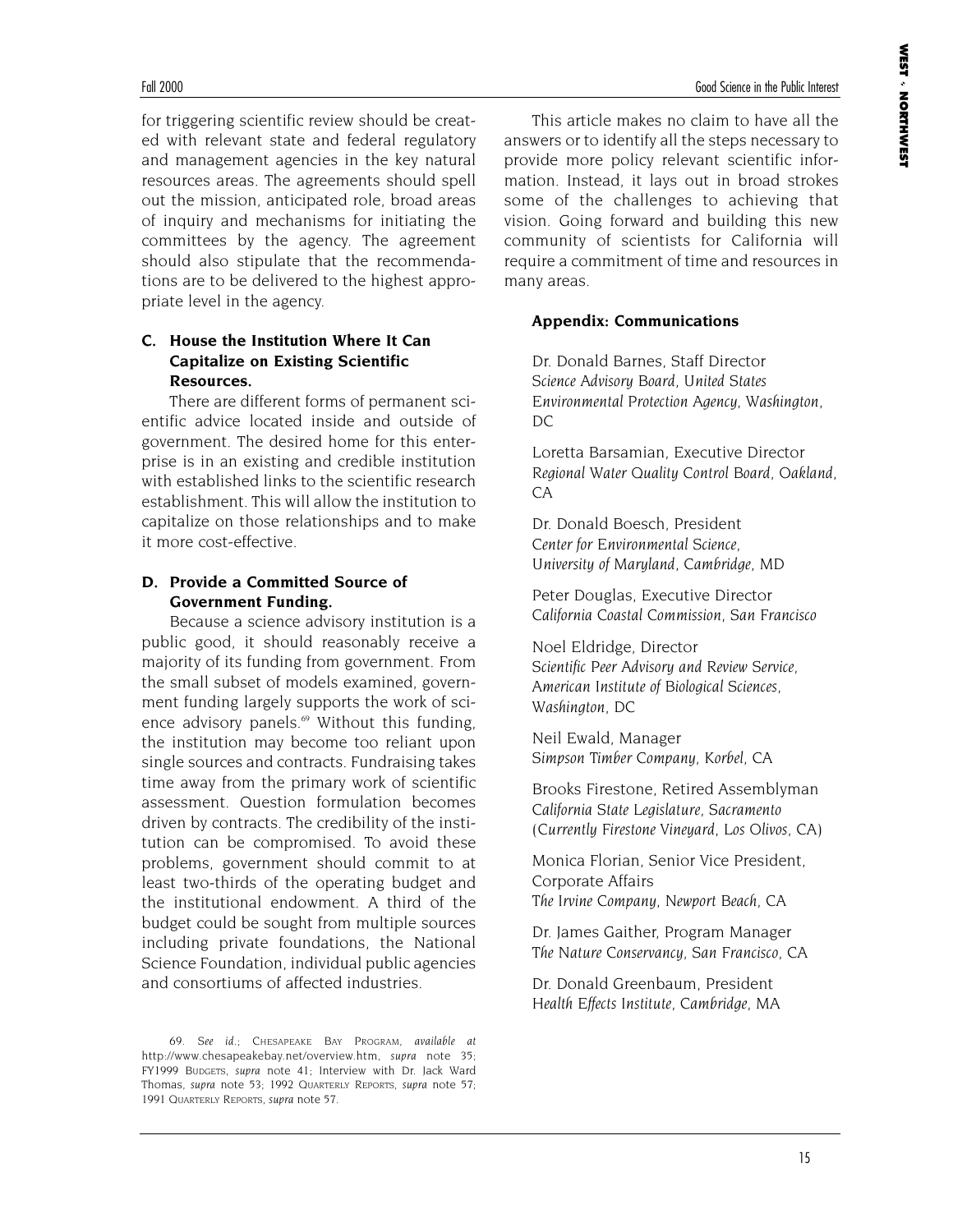for triggering scientific review should be created with relevant state and federal regulatory and management agencies in the key natural resources areas. The agreements should spell out the mission, anticipated role, broad areas of inquiry and mechanisms for initiating the committees by the agency. The agreement should also stipulate that the recommendations are to be delivered to the highest appropriate level in the agency.

### C. House the Institution Where It Can Capitalize on Existing Scientific Resources.

There are different forms of permanent scientific advice located inside and outside of government. The desired home for this enterprise is in an existing and credible institution with established links to the scientific research establishment. This will allow the institution to capitalize on those relationships and to make it more cost-effective.

### D. Provide a Committed Source of Government Funding.

Because a science advisory institution is a public good, it should reasonably receive a majority of its funding from government. From the small subset of models examined, government funding largely supports the work of science advisory panels.[69] Without this funding, the institution may become too reliant upon single sources and contracts. Fundraising takes time away from the primary work of scientific assessment. Question formulation becomes driven by contracts. The credibility of the institution can be compromised. To avoid these problems, government should commit to at least two-thirds of the operating budget and the institutional endowment. A third of the budget could be sought from multiple sources including private foundations, the National Science Foundation, individual public agencies and consortiums of affected industries.

This article makes no claim to have all the answers or to identify all the steps necessary to provide more policy relevant scientific information. Instead, it lays out in broad strokes some of the challenges to achieving that vision. Going forward and building this new community of scientists for California will require a commitment of time and resources in many areas.

### Appendix: Communications

Dr. Donald Barnes, Staff Director
*Science Advisory Board, United States Environmental Protection Agency, Washington, DC*

Loretta Barsamian, Executive Director
*Regional Water Quality Control Board, Oakland, CA*

Dr. Donald Boesch, President
*Center for Environmental Science, University of Maryland, Cambridge, MD*

Peter Douglas, Executive Director
*California Coastal Commission, San Francisco*

Noel Eldridge, Director
*Scientific Peer Advisory and Review Service, American Institute of Biological Sciences, Washington, DC*

Neil Ewald, Manager
*Simpson Timber Company, Korbel, CA*

Brooks Firestone, Retired Assemblyman
*California State Legislature, Sacramento (Currently Firestone Vineyard, Los Olivos, CA)*

Monica Florian, Senior Vice President, Corporate Affairs
*The Irvine Company, Newport Beach, CA*

Dr. James Gaither, Program Manager
*The Nature Conservancy, San Francisco, CA*

Dr. Donald Greenbaum, President
*Health Effects Institute, Cambridge, MA*

---

69. *See id.*; CHESAPEAKE BAY PROGRAM, *available at* http://www.chesapeakebay.net/overview.htm, *supra* note 35; FY1999 BUDGETS, *supra* note 41; Interview with Dr. Jack Ward Thomas, *supra* note 53; 1992 QUARTERLY REPORTS, *supra* note 57; 1991 QUARTERLY REPORTS, *supra* note 57.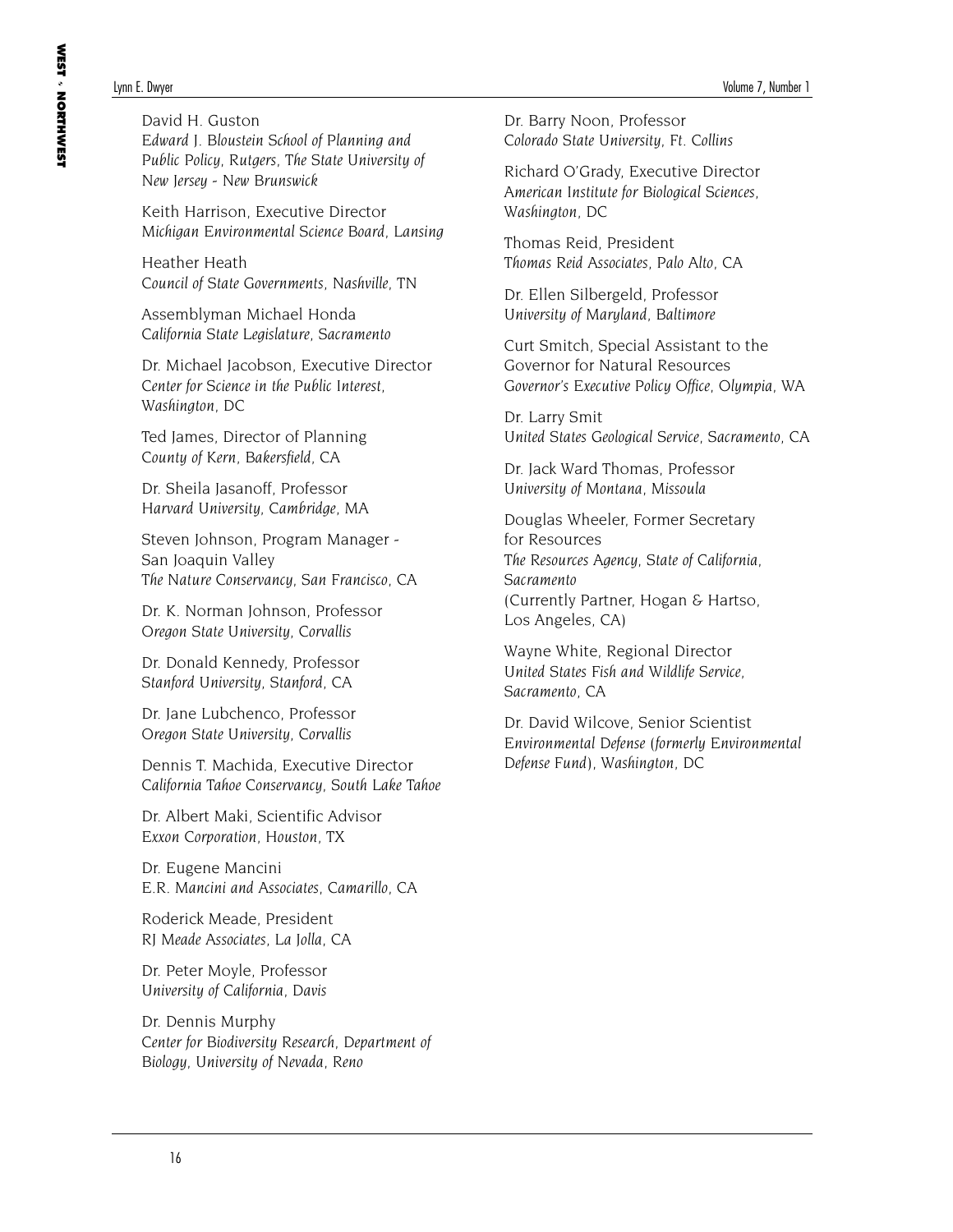David H. Guston
*Edward J. Bloustein School of Planning and Public Policy, Rutgers, The State University of New Jersey - New Brunswick*

Keith Harrison, Executive Director
*Michigan Environmental Science Board, Lansing*

Heather Heath
*Council of State Governments, Nashville, TN*

Assemblyman Michael Honda
*California State Legislature, Sacramento*

Dr. Michael Jacobson, Executive Director
*Center for Science in the Public Interest, Washington, DC*

Ted James, Director of Planning
*County of Kern, Bakersfield, CA*

Dr. Sheila Jasanoff, Professor
*Harvard University, Cambridge, MA*

Steven Johnson, Program Manager - San Joaquin Valley
*The Nature Conservancy, San Francisco, CA*

Dr. K. Norman Johnson, Professor
*Oregon State University, Corvallis*

Dr. Donald Kennedy, Professor
*Stanford University, Stanford, CA*

Dr. Jane Lubchenco, Professor
*Oregon State University, Corvallis*

Dennis T. Machida, Executive Director
*California Tahoe Conservancy, South Lake Tahoe*

Dr. Albert Maki, Scientific Advisor
*Exxon Corporation, Houston, TX*

Dr. Eugene Mancini
*E.R. Mancini and Associates, Camarillo, CA*

Roderick Meade, President
*RJ Meade Associates, La Jolla, CA*

Dr. Peter Moyle, Professor
*University of California, Davis*

Dr. Dennis Murphy
*Center for Biodiversity Research, Department of Biology, University of Nevada, Reno*

Dr. Barry Noon, Professor
*Colorado State University, Ft. Collins*

Richard O'Grady, Executive Director
*American Institute for Biological Sciences, Washington, DC*

Thomas Reid, President
*Thomas Reid Associates, Palo Alto, CA*

Dr. Ellen Silbergeld, Professor
*University of Maryland, Baltimore*

Curt Smitch, Special Assistant to the Governor for Natural Resources
*Governor's Executive Policy Office, Olympia, WA*

Dr. Larry Smit
*United States Geological Service, Sacramento, CA*

Dr. Jack Ward Thomas, Professor
*University of Montana, Missoula*

Douglas Wheeler, Former Secretary for Resources
*The Resources Agency, State of California, Sacramento*
(Currently Partner, Hogan & Hartso, Los Angeles, CA)

Wayne White, Regional Director
*United States Fish and Wildlife Service, Sacramento, CA*

Dr. David Wilcove, Senior Scientist
*Environmental Defense (formerly Environmental Defense Fund), Washington, DC*